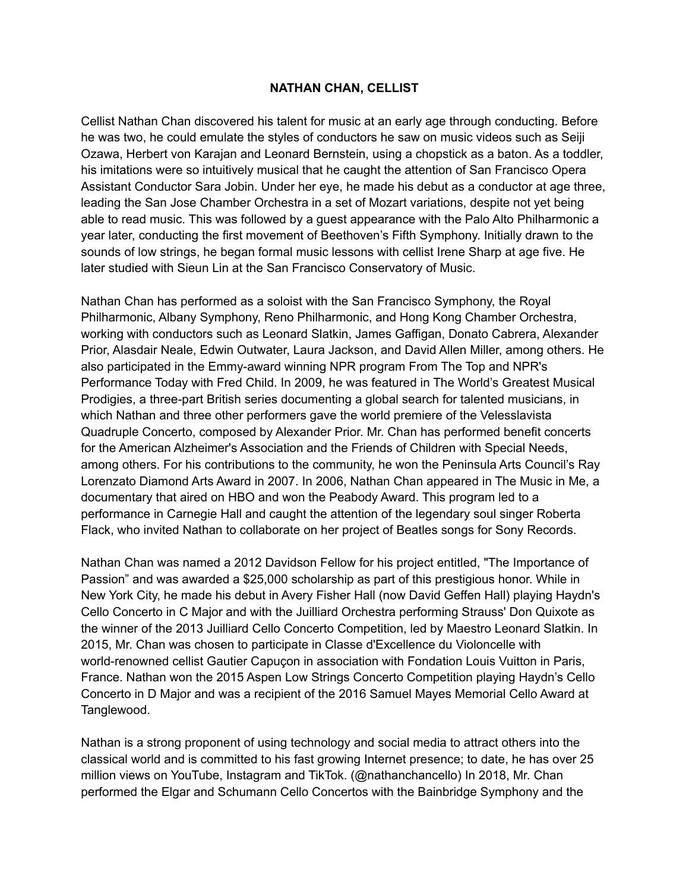**NATHAN CHAN, CELLIST**

Cellist Nathan Chan discovered his talent for music at an early age through conducting. Before he was two, he could emulate the styles of conductors he saw on music videos such as Seiji Ozawa, Herbert von Karajan and Leonard Bernstein, using a chopstick as a baton. As a toddler, his imitations were so intuitively musical that he caught the attention of San Francisco Opera Assistant Conductor Sara Jobin. Under her eye, he made his debut as a conductor at age three, leading the San Jose Chamber Orchestra in a set of Mozart variations, despite not yet being able to read music. This was followed by a guest appearance with the Palo Alto Philharmonic a year later, conducting the first movement of Beethoven's Fifth Symphony. Initially drawn to the sounds of low strings, he began formal music lessons with cellist Irene Sharp at age five. He later studied with Sieun Lin at the San Francisco Conservatory of Music.

Nathan Chan has performed as a soloist with the San Francisco Symphony, the Royal Philharmonic, Albany Symphony, Reno Philharmonic, and Hong Kong Chamber Orchestra, working with conductors such as Leonard Slatkin, James Gaffigan, Donato Cabrera, Alexander Prior, Alasdair Neale, Edwin Outwater, Laura Jackson, and David Allen Miller, among others. He also participated in the Emmy-award winning NPR program From The Top and NPR's Performance Today with Fred Child. In 2009, he was featured in The World's Greatest Musical Prodigies, a three-part British series documenting a global search for talented musicians, in which Nathan and three other performers gave the world premiere of the Velesslavista Quadruple Concerto, composed by Alexander Prior. Mr. Chan has performed benefit concerts for the American Alzheimer's Association and the Friends of Children with Special Needs, among others. For his contributions to the community, he won the Peninsula Arts Council's Ray Lorenzato Diamond Arts Award in 2007. In 2006, Nathan Chan appeared in The Music in Me, a documentary that aired on HBO and won the Peabody Award. This program led to a performance in Carnegie Hall and caught the attention of the legendary soul singer Roberta Flack, who invited Nathan to collaborate on her project of Beatles songs for Sony Records.

Nathan Chan was named a 2012 Davidson Fellow for his project entitled, "The Importance of Passion" and was awarded a $25,000 scholarship as part of this prestigious honor. While in New York City, he made his debut in Avery Fisher Hall (now David Geffen Hall) playing Haydn's Cello Concerto in C Major and with the Juilliard Orchestra performing Strauss' Don Quixote as the winner of the 2013 Juilliard Cello Concerto Competition, led by Maestro Leonard Slatkin. In 2015, Mr. Chan was chosen to participate in Classe d'Excellence du Violoncelle with world-renowned cellist Gautier Capuçon in association with Fondation Louis Vuitton in Paris, France. Nathan won the 2015 Aspen Low Strings Concerto Competition playing Haydn's Cello Concerto in D Major and was a recipient of the 2016 Samuel Mayes Memorial Cello Award at Tanglewood.

Nathan is a strong proponent of using technology and social media to attract others into the classical world and is committed to his fast growing Internet presence; to date, he has over 25 million views on YouTube, Instagram and TikTok. (@nathanchancello) In 2018, Mr. Chan performed the Elgar and Schumann Cello Concertos with the Bainbridge Symphony and the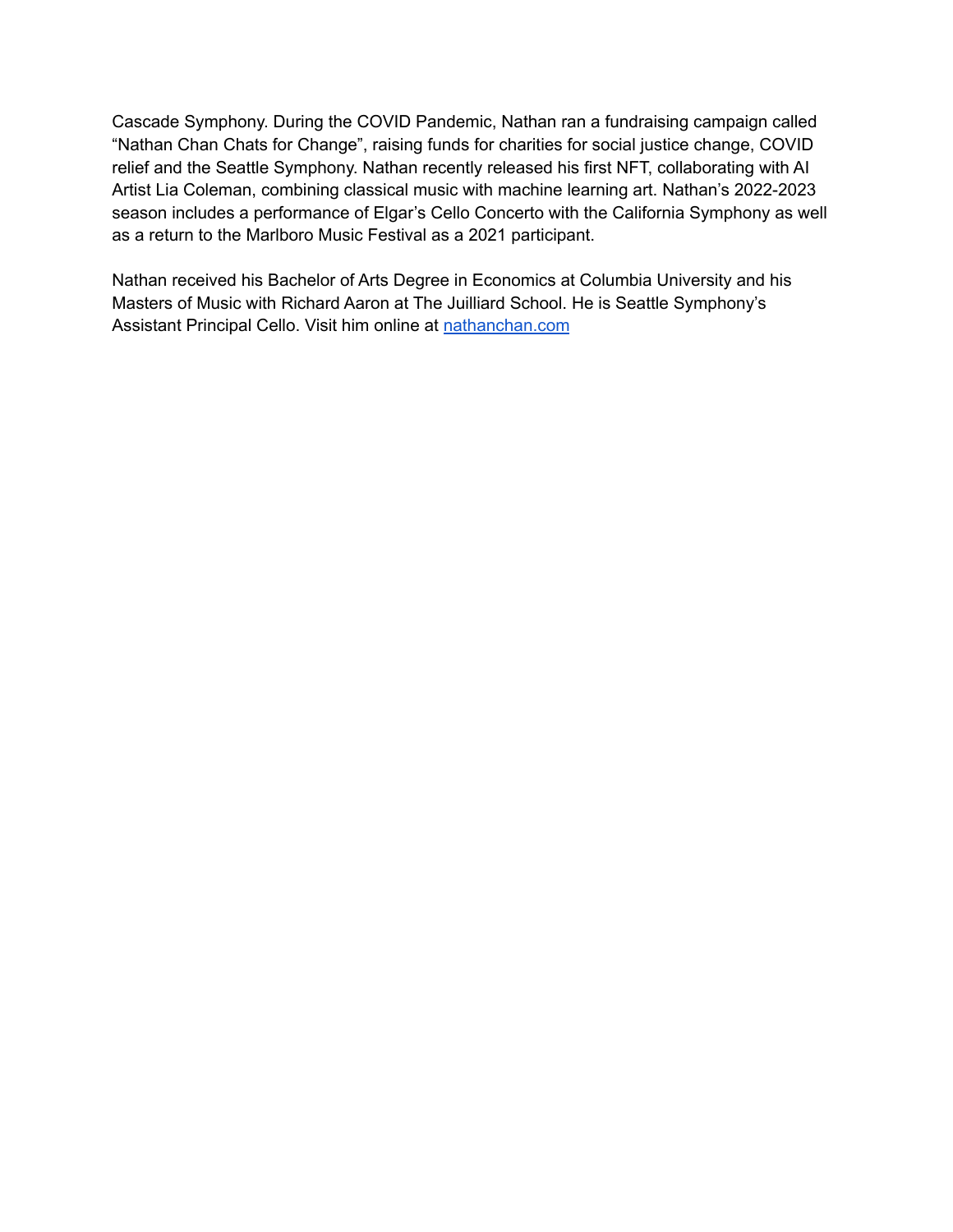Cascade Symphony. During the COVID Pandemic, Nathan ran a fundraising campaign called "Nathan Chan Chats for Change", raising funds for charities for social justice change, COVID relief and the Seattle Symphony. Nathan recently released his first NFT, collaborating with AI Artist Lia Coleman, combining classical music with machine learning art. Nathan's 2022-2023 season includes a performance of Elgar's Cello Concerto with the California Symphony as well as a return to the Marlboro Music Festival as a 2021 participant.

Nathan received his Bachelor of Arts Degree in Economics at Columbia University and his Masters of Music with Richard Aaron at The Juilliard School. He is Seattle Symphony's Assistant Principal Cello. Visit him online at [nathanchan.com](http://nathanchan.com)